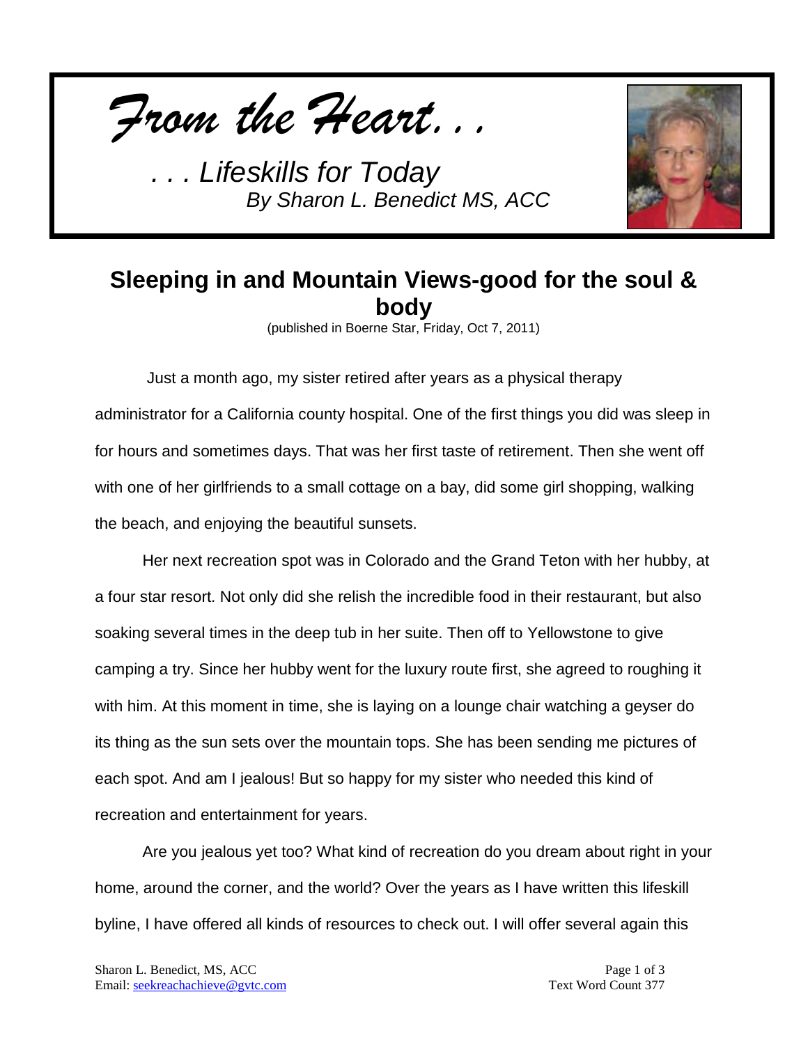*From the Heart. . .*

*. . . Lifeskills for Today*
*By Sharon L. Benedict MS, ACC*

## Sleeping in and Mountain Views-good for the soul & body

(published in Boerne Star, Friday, Oct 7, 2011)

Just a month ago, my sister retired after years as a physical therapy administrator for a California county hospital. One of the first things you did was sleep in for hours and sometimes days. That was her first taste of retirement. Then she went off with one of her girlfriends to a small cottage on a bay, did some girl shopping, walking the beach, and enjoying the beautiful sunsets.

Her next recreation spot was in Colorado and the Grand Teton with her hubby, at a four star resort. Not only did she relish the incredible food in their restaurant, but also soaking several times in the deep tub in her suite. Then off to Yellowstone to give camping a try. Since her hubby went for the luxury route first, she agreed to roughing it with him. At this moment in time, she is laying on a lounge chair watching a geyser do its thing as the sun sets over the mountain tops. She has been sending me pictures of each spot. And am I jealous! But so happy for my sister who needed this kind of recreation and entertainment for years.

Are you jealous yet too? What kind of recreation do you dream about right in your home, around the corner, and the world? Over the years as I have written this lifeskill byline, I have offered all kinds of resources to check out. I will offer several again this

Sharon L. Benedict, MS, ACC
Email: seekreachachieve@gvtc.com

Text Word Count 377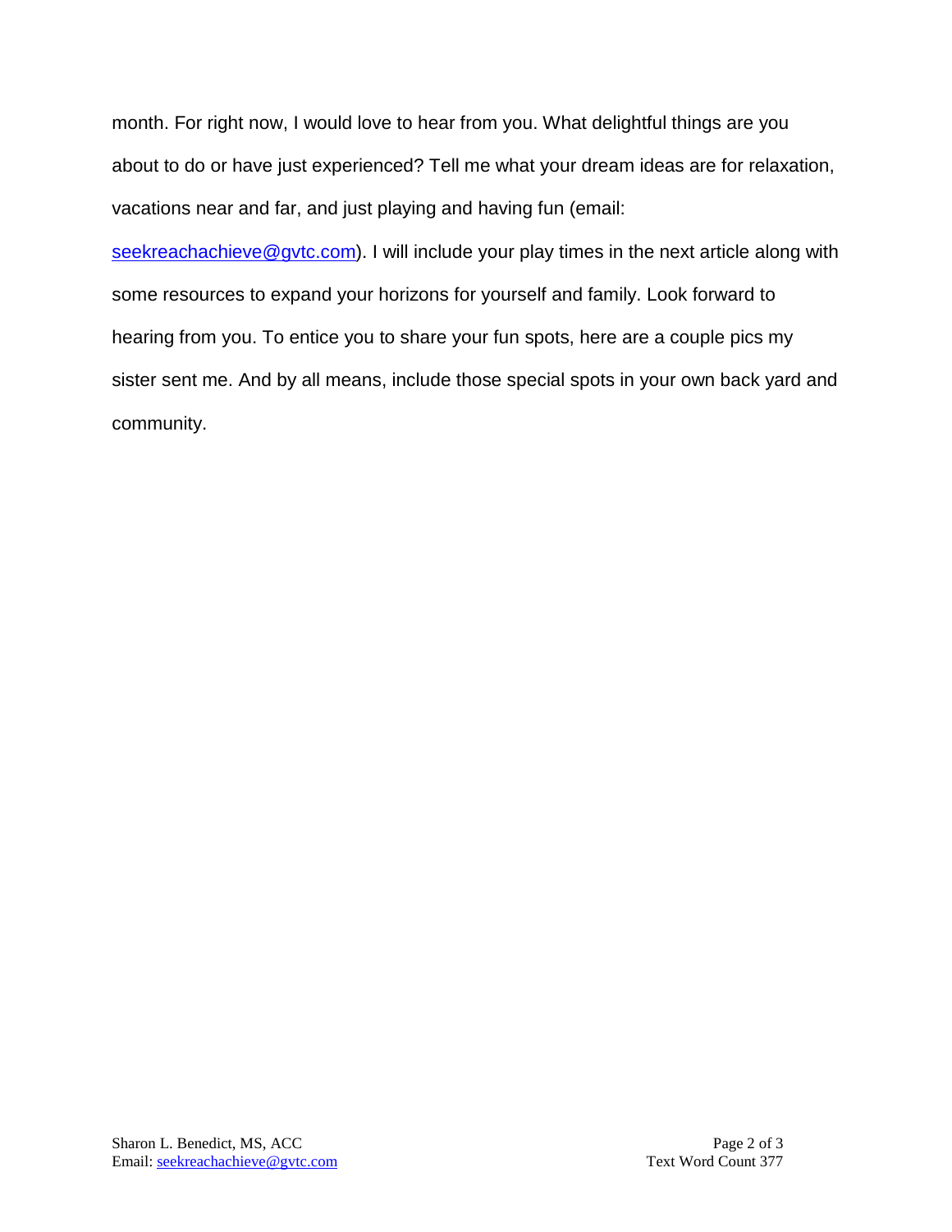month. For right now, I would love to hear from you. What delightful things are you about to do or have just experienced? Tell me what your dream ideas are for relaxation, vacations near and far, and just playing and having fun (email: seekreachachieve@gvtc.com). I will include your play times in the next article along with some resources to expand your horizons for yourself and family. Look forward to hearing from you. To entice you to share your fun spots, here are a couple pics my sister sent me. And by all means, include those special spots in your own back yard and community.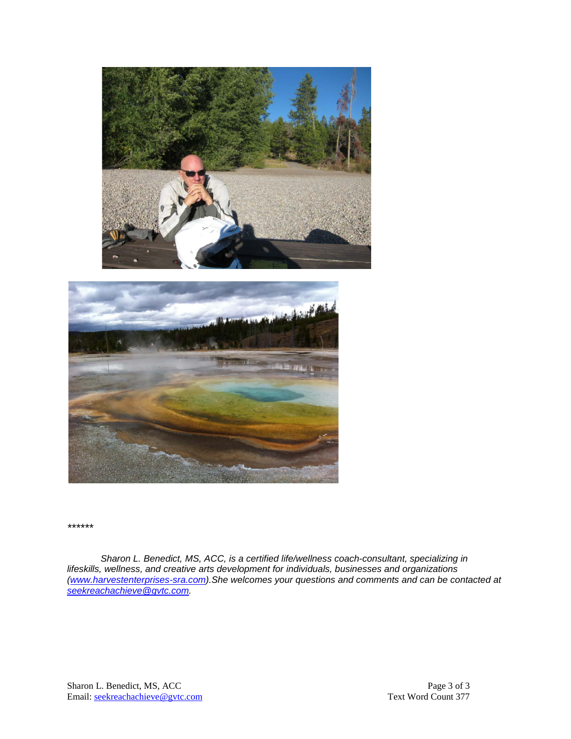******

*Sharon L. Benedict, MS, ACC, is a certified life/wellness coach-consultant, specializing in lifeskills, wellness, and creative arts development for individuals, businesses and organizations ([www.harvestenterprises-sra.com](http://www.harvestenterprises-sra.com)).She welcomes your questions and comments and can be contacted at [seekreachachieve@gvtc.com](mailto:seekreachachieve@gvtc.com).*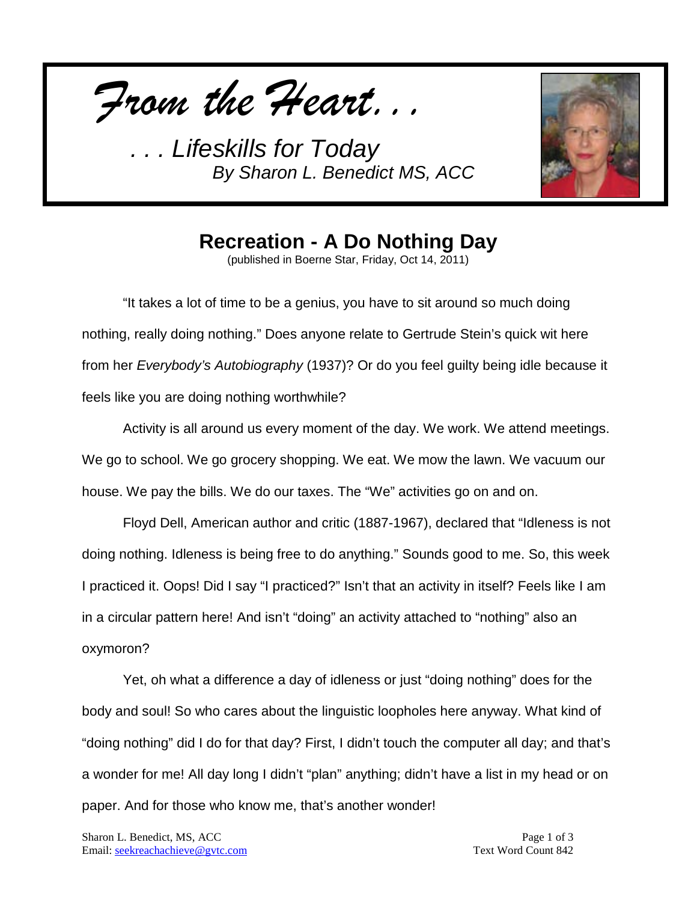*From the Heart. . .*

*. . . Lifeskills for Today*
*By Sharon L. Benedict MS, ACC*

# Recreation - A Do Nothing Day

(published in Boerne Star, Friday, Oct 14, 2011)

"It takes a lot of time to be a genius, you have to sit around so much doing nothing, really doing nothing." Does anyone relate to Gertrude Stein's quick wit here from her *Everybody's Autobiography* (1937)? Or do you feel guilty being idle because it feels like you are doing nothing worthwhile?

Activity is all around us every moment of the day. We work. We attend meetings. We go to school. We go grocery shopping. We eat. We mow the lawn. We vacuum our house. We pay the bills. We do our taxes. The "We" activities go on and on.

Floyd Dell, American author and critic (1887-1967), declared that "Idleness is not doing nothing. Idleness is being free to do anything." Sounds good to me. So, this week I practiced it. Oops! Did I say "I practiced?" Isn't that an activity in itself? Feels like I am in a circular pattern here! And isn't "doing" an activity attached to "nothing" also an oxymoron?

Yet, oh what a difference a day of idleness or just "doing nothing" does for the body and soul! So who cares about the linguistic loopholes here anyway. What kind of "doing nothing" did I do for that day? First, I didn't touch the computer all day; and that's a wonder for me! All day long I didn't "plan" anything; didn't have a list in my head or on paper. And for those who know me, that's another wonder!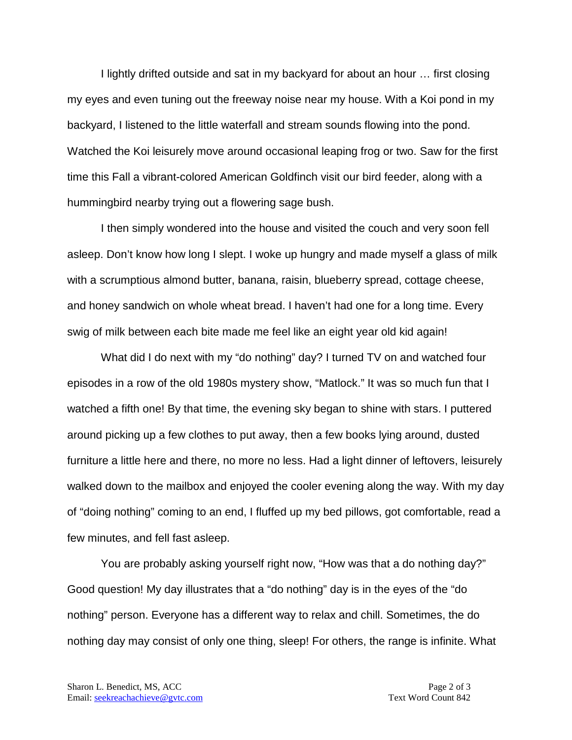I lightly drifted outside and sat in my backyard for about an hour … first closing my eyes and even tuning out the freeway noise near my house. With a Koi pond in my backyard, I listened to the little waterfall and stream sounds flowing into the pond. Watched the Koi leisurely move around occasional leaping frog or two. Saw for the first time this Fall a vibrant-colored American Goldfinch visit our bird feeder, along with a hummingbird nearby trying out a flowering sage bush.

I then simply wondered into the house and visited the couch and very soon fell asleep. Don't know how long I slept. I woke up hungry and made myself a glass of milk with a scrumptious almond butter, banana, raisin, blueberry spread, cottage cheese, and honey sandwich on whole wheat bread. I haven't had one for a long time. Every swig of milk between each bite made me feel like an eight year old kid again!

What did I do next with my "do nothing" day? I turned TV on and watched four episodes in a row of the old 1980s mystery show, "Matlock." It was so much fun that I watched a fifth one! By that time, the evening sky began to shine with stars. I puttered around picking up a few clothes to put away, then a few books lying around, dusted furniture a little here and there, no more no less. Had a light dinner of leftovers, leisurely walked down to the mailbox and enjoyed the cooler evening along the way. With my day of "doing nothing" coming to an end, I fluffed up my bed pillows, got comfortable, read a few minutes, and fell fast asleep.

You are probably asking yourself right now, "How was that a do nothing day?" Good question! My day illustrates that a "do nothing" day is in the eyes of the "do nothing" person. Everyone has a different way to relax and chill. Sometimes, the do nothing day may consist of only one thing, sleep! For others, the range is infinite. What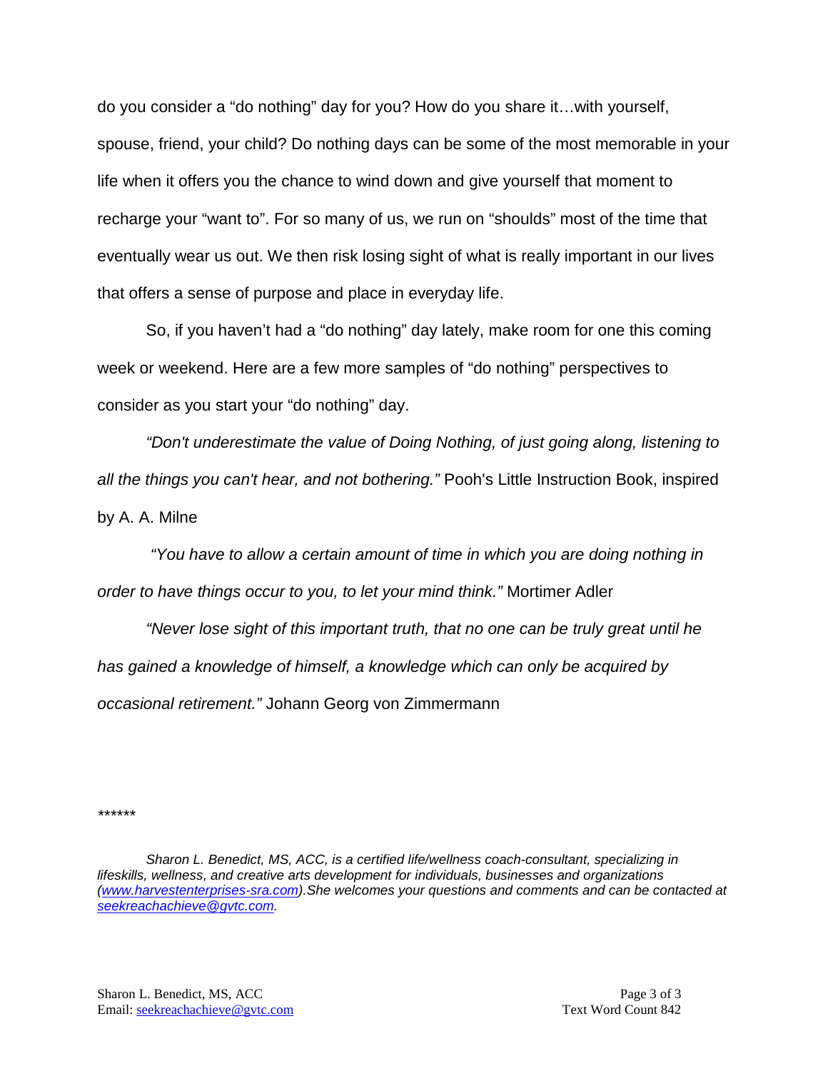do you consider a "do nothing" day for you? How do you share it…with yourself, spouse, friend, your child? Do nothing days can be some of the most memorable in your life when it offers you the chance to wind down and give yourself that moment to recharge your "want to". For so many of us, we run on "shoulds" most of the time that eventually wear us out. We then risk losing sight of what is really important in our lives that offers a sense of purpose and place in everyday life.

So, if you haven't had a "do nothing" day lately, make room for one this coming week or weekend. Here are a few more samples of "do nothing" perspectives to consider as you start your "do nothing" day.

*"Don't underestimate the value of Doing Nothing, of just going along, listening to all the things you can't hear, and not bothering."* Pooh's Little Instruction Book, inspired by A. A. Milne

*"You have to allow a certain amount of time in which you are doing nothing in order to have things occur to you, to let your mind think."* Mortimer Adler

*"Never lose sight of this important truth, that no one can be truly great until he has gained a knowledge of himself, a knowledge which can only be acquired by occasional retirement."* Johann Georg von Zimmermann

******

*Sharon L. Benedict, MS, ACC, is a certified life/wellness coach-consultant, specializing in lifeskills, wellness, and creative arts development for individuals, businesses and organizations ([www.harvestenterprises-sra.com](http://www.harvestenterprises-sra.com)). She welcomes your questions and comments and can be contacted at [seekreachachieve@gvtc.com](mailto:seekreachachieve@gvtc.com).*

Text Word Count 842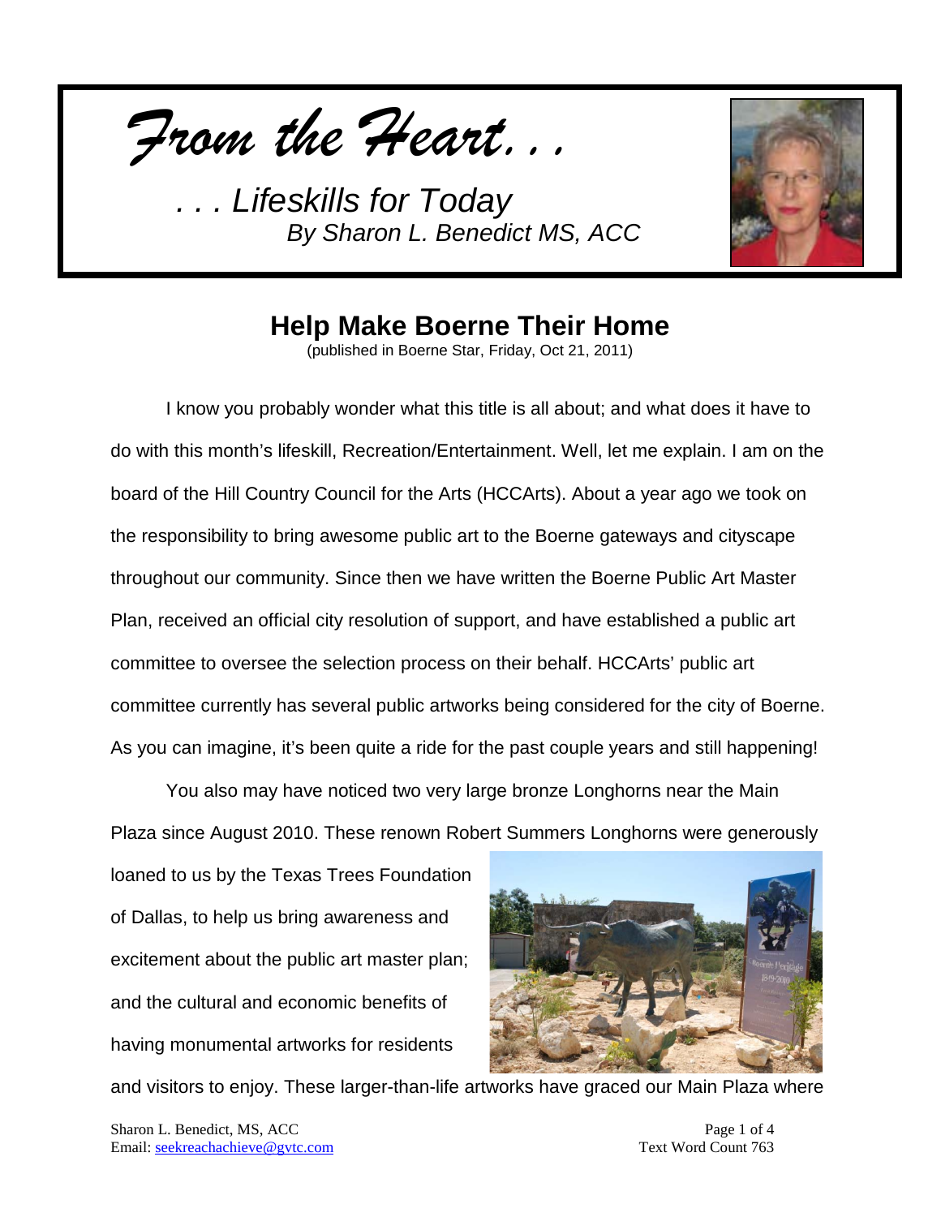*From the Heart…*

*. . . Lifeskills for Today*
*By Sharon L. Benedict MS, ACC*

# Help Make Boerne Their Home

(published in Boerne Star, Friday, Oct 21, 2011)

I know you probably wonder what this title is all about; and what does it have to do with this month's lifeskill, Recreation/Entertainment. Well, let me explain. I am on the board of the Hill Country Council for the Arts (HCCArts). About a year ago we took on the responsibility to bring awesome public art to the Boerne gateways and cityscape throughout our community. Since then we have written the Boerne Public Art Master Plan, received an official city resolution of support, and have established a public art committee to oversee the selection process on their behalf. HCCArts' public art committee currently has several public artworks being considered for the city of Boerne. As you can imagine, it's been quite a ride for the past couple years and still happening!

You also may have noticed two very large bronze Longhorns near the Main Plaza since August 2010. These renown Robert Summers Longhorns were generously loaned to us by the Texas Trees Foundation of Dallas, to help us bring awareness and excitement about the public art master plan; and the cultural and economic benefits of having monumental artworks for residents and visitors to enjoy. These larger-than-life artworks have graced our Main Plaza where

Sharon L. Benedict, MS, ACC
Email: seekreachachieve@gvtc.com

Text Word Count 763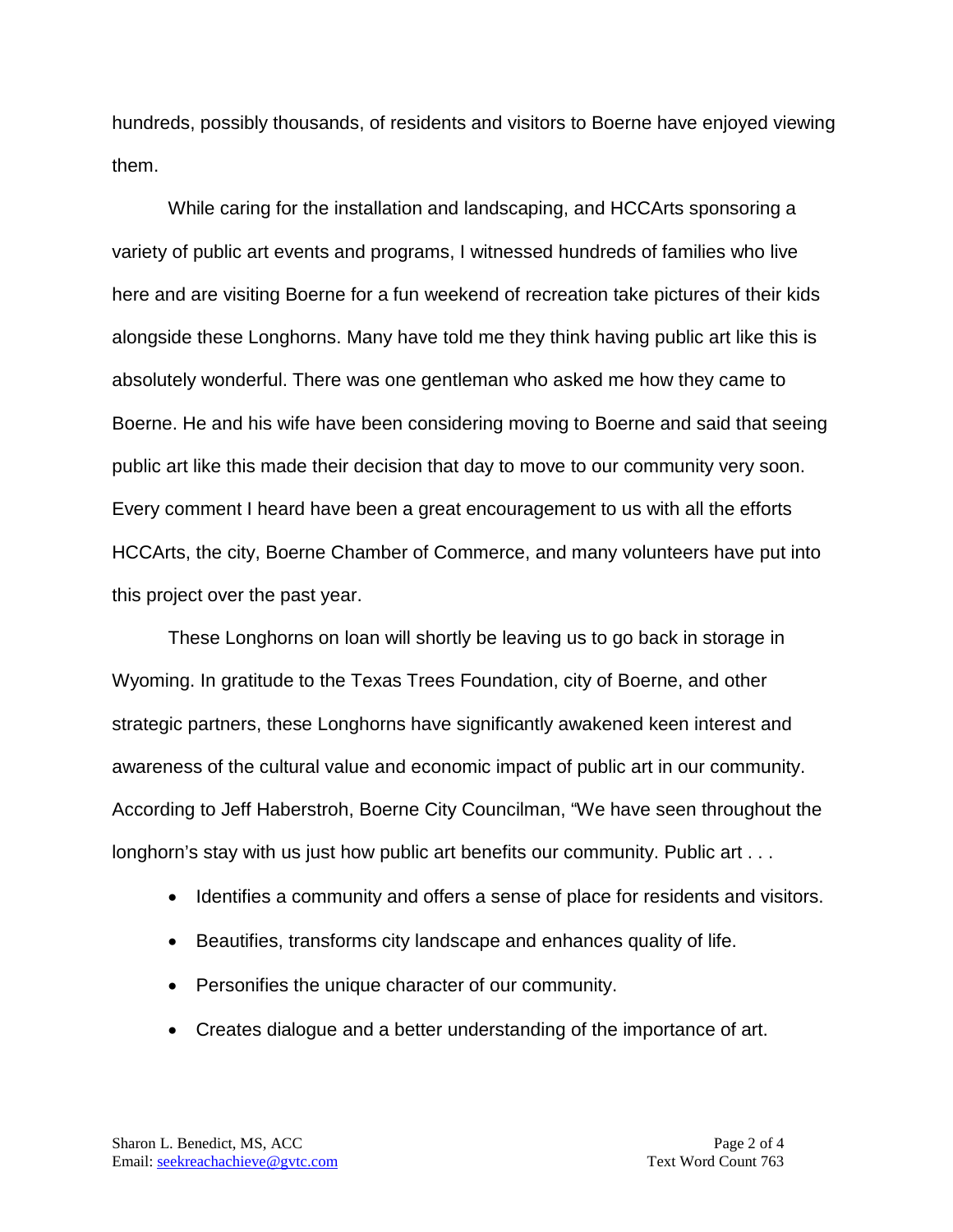hundreds, possibly thousands, of residents and visitors to Boerne have enjoyed viewing them.

While caring for the installation and landscaping, and HCCArts sponsoring a variety of public art events and programs, I witnessed hundreds of families who live here and are visiting Boerne for a fun weekend of recreation take pictures of their kids alongside these Longhorns. Many have told me they think having public art like this is absolutely wonderful. There was one gentleman who asked me how they came to Boerne. He and his wife have been considering moving to Boerne and said that seeing public art like this made their decision that day to move to our community very soon. Every comment I heard have been a great encouragement to us with all the efforts HCCArts, the city, Boerne Chamber of Commerce, and many volunteers have put into this project over the past year.

These Longhorns on loan will shortly be leaving us to go back in storage in Wyoming. In gratitude to the Texas Trees Foundation, city of Boerne, and other strategic partners, these Longhorns have significantly awakened keen interest and awareness of the cultural value and economic impact of public art in our community. According to Jeff Haberstroh, Boerne City Councilman, "We have seen throughout the longhorn's stay with us just how public art benefits our community. Public art . . .

- Identifies a community and offers a sense of place for residents and visitors.
- Beautifies, transforms city landscape and enhances quality of life.
- Personifies the unique character of our community.
- Creates dialogue and a better understanding of the importance of art.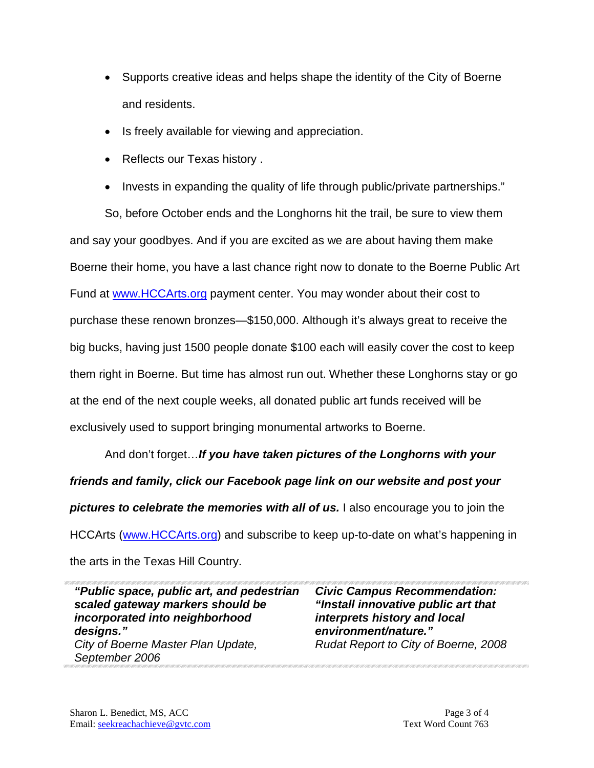- Supports creative ideas and helps shape the identity of the City of Boerne and residents.
- Is freely available for viewing and appreciation.
- Reflects our Texas history .
- Invests in expanding the quality of life through public/private partnerships."

So, before October ends and the Longhorns hit the trail, be sure to view them and say your goodbyes. And if you are excited as we are about having them make Boerne their home, you have a last chance right now to donate to the Boerne Public Art Fund at [www.HCCArts.org](http://www.HCCArts.org) payment center. You may wonder about their cost to purchase these renown bronzes—$150,000. Although it's always great to receive the big bucks, having just 1500 people donate $100 each will easily cover the cost to keep them right in Boerne. But time has almost run out. Whether these Longhorns stay or go at the end of the next couple weeks, all donated public art funds received will be exclusively used to support bringing monumental artworks to Boerne.

And don't forget…***If you have taken pictures of the Longhorns with your friends and family, click our Facebook page link on our website and post your pictures to celebrate the memories with all of us.*** I also encourage you to join the HCCArts ([www.HCCArts.org](http://www.HCCArts.org)) and subscribe to keep up-to-date on what's happening in the arts in the Texas Hill Country.

***"Public space, public art, and pedestrian scaled gateway markers should be incorporated into neighborhood designs."***
*City of Boerne Master Plan Update, September 2006*

***Civic Campus Recommendation: "Install innovative public art that interprets history and local environment/nature."***
*Rudat Report to City of Boerne, 2008*

Sharon L. Benedict, MS, ACC
Email: [seekreachachieve@gvtc.com](mailto:seekreachachieve@gvtc.com)

Text Word Count 763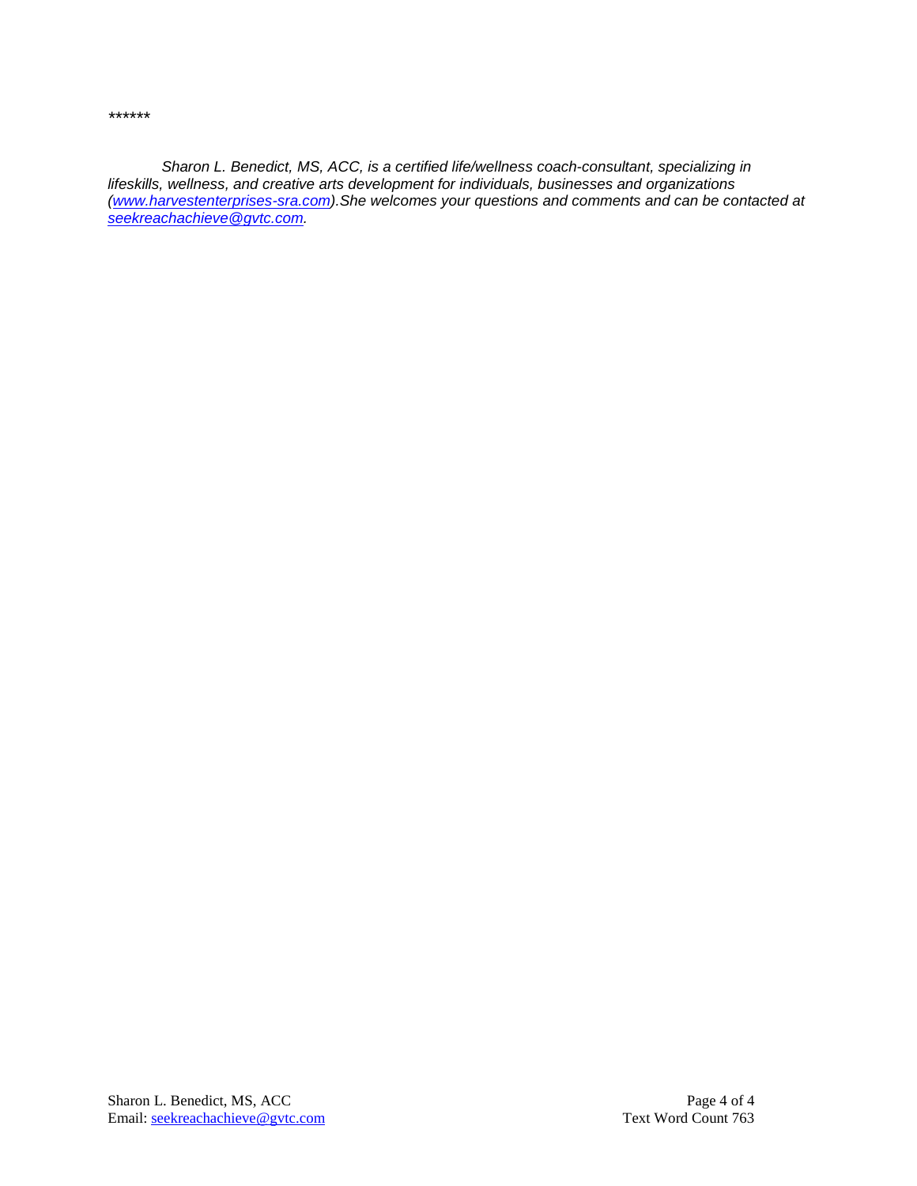******

*Sharon L. Benedict, MS, ACC, is a certified life/wellness coach-consultant, specializing in lifeskills, wellness, and creative arts development for individuals, businesses and organizations ([www.harvestenterprises-sra.com](http://www.harvestenterprises-sra.com)).She welcomes your questions and comments and can be contacted at [seekreachachieve@gvtc.com](mailto:seekreachachieve@gvtc.com).*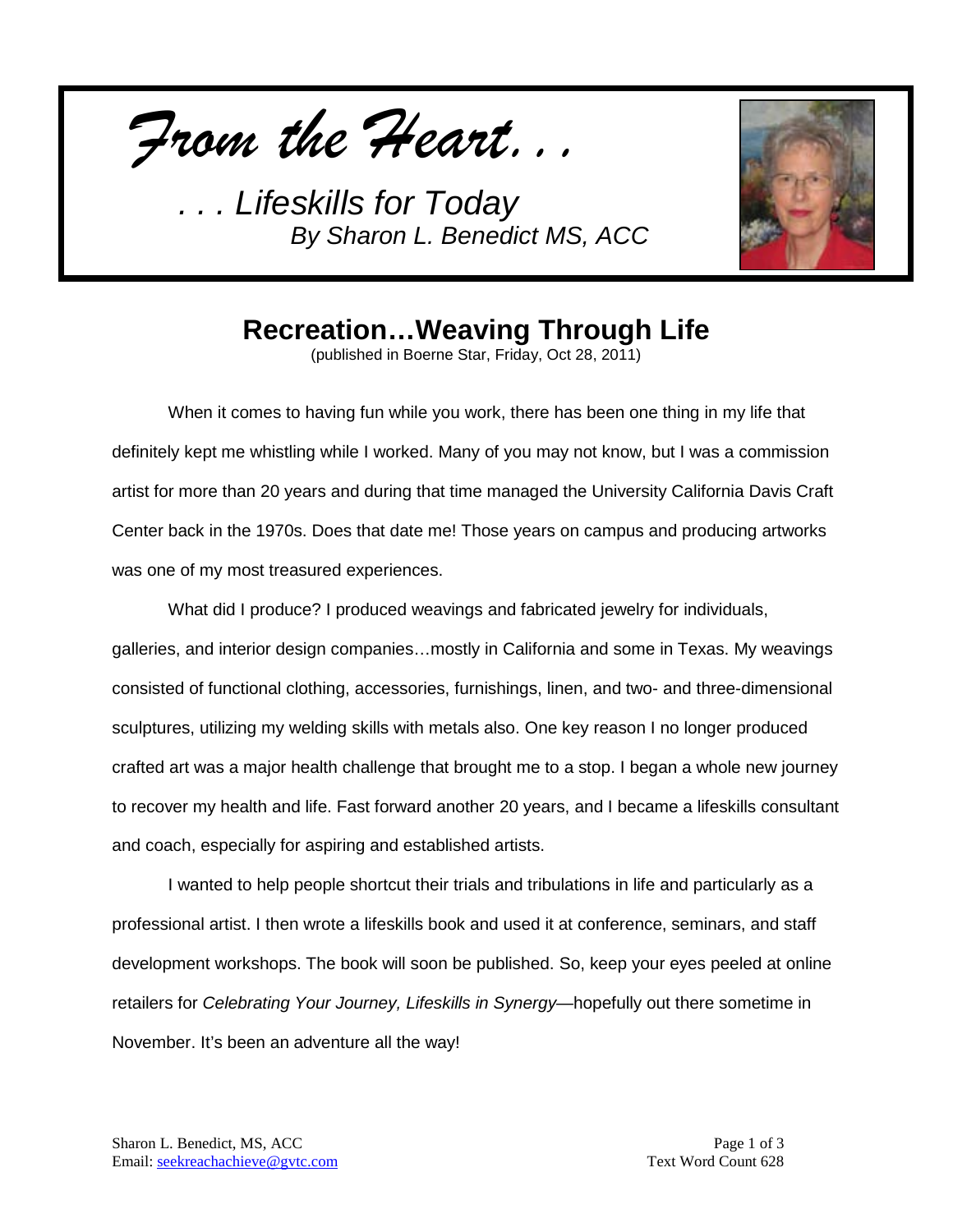*From the Heart...*

*. . . Lifeskills for Today*
*By Sharon L. Benedict MS, ACC*

# Recreation…Weaving Through Life

(published in Boerne Star, Friday, Oct 28, 2011)

When it comes to having fun while you work, there has been one thing in my life that definitely kept me whistling while I worked. Many of you may not know, but I was a commission artist for more than 20 years and during that time managed the University California Davis Craft Center back in the 1970s. Does that date me! Those years on campus and producing artworks was one of my most treasured experiences.

What did I produce? I produced weavings and fabricated jewelry for individuals, galleries, and interior design companies…mostly in California and some in Texas. My weavings consisted of functional clothing, accessories, furnishings, linen, and two- and three-dimensional sculptures, utilizing my welding skills with metals also. One key reason I no longer produced crafted art was a major health challenge that brought me to a stop. I began a whole new journey to recover my health and life. Fast forward another 20 years, and I became a lifeskills consultant and coach, especially for aspiring and established artists.

I wanted to help people shortcut their trials and tribulations in life and particularly as a professional artist. I then wrote a lifeskills book and used it at conference, seminars, and staff development workshops. The book will soon be published. So, keep your eyes peeled at online retailers for *Celebrating Your Journey, Lifeskills in Synergy*—hopefully out there sometime in November. It's been an adventure all the way!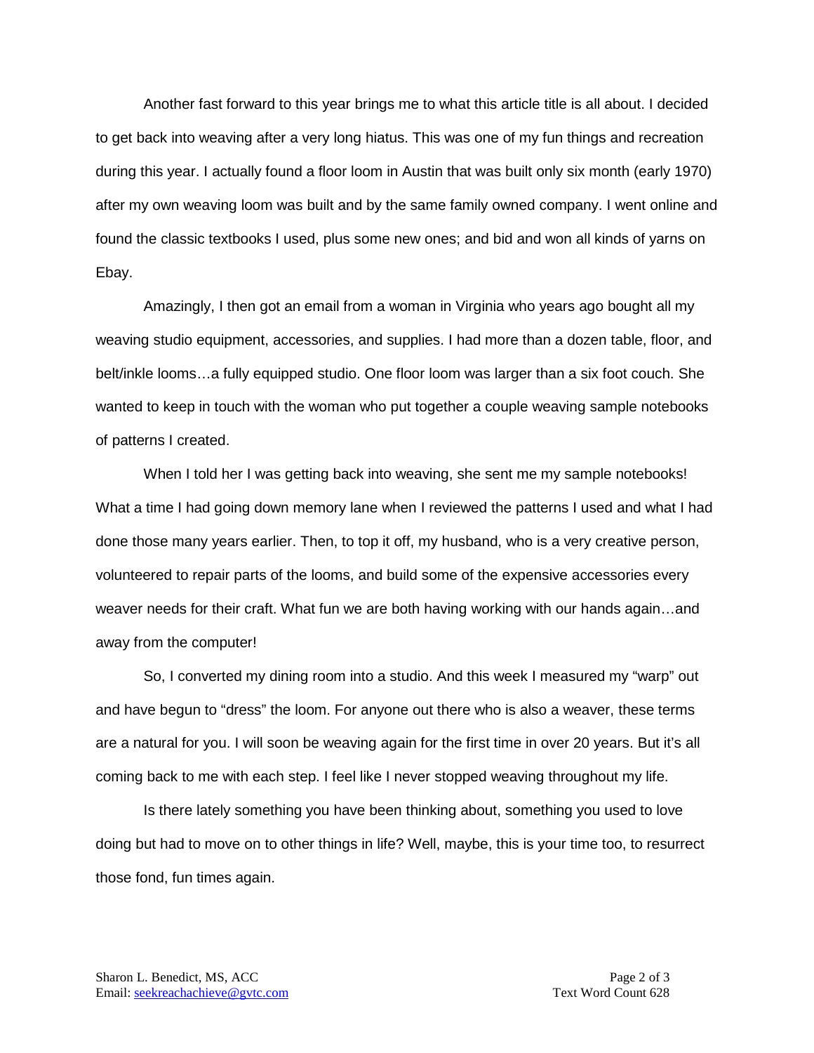Another fast forward to this year brings me to what this article title is all about. I decided to get back into weaving after a very long hiatus. This was one of my fun things and recreation during this year. I actually found a floor loom in Austin that was built only six month (early 1970) after my own weaving loom was built and by the same family owned company. I went online and found the classic textbooks I used, plus some new ones; and bid and won all kinds of yarns on Ebay.

Amazingly, I then got an email from a woman in Virginia who years ago bought all my weaving studio equipment, accessories, and supplies. I had more than a dozen table, floor, and belt/inkle looms…a fully equipped studio. One floor loom was larger than a six foot couch. She wanted to keep in touch with the woman who put together a couple weaving sample notebooks of patterns I created.

When I told her I was getting back into weaving, she sent me my sample notebooks! What a time I had going down memory lane when I reviewed the patterns I used and what I had done those many years earlier. Then, to top it off, my husband, who is a very creative person, volunteered to repair parts of the looms, and build some of the expensive accessories every weaver needs for their craft. What fun we are both having working with our hands again…and away from the computer!

So, I converted my dining room into a studio. And this week I measured my "warp" out and have begun to "dress" the loom. For anyone out there who is also a weaver, these terms are a natural for you. I will soon be weaving again for the first time in over 20 years. But it's all coming back to me with each step. I feel like I never stopped weaving throughout my life.

Is there lately something you have been thinking about, something you used to love doing but had to move on to other things in life? Well, maybe, this is your time too, to resurrect those fond, fun times again.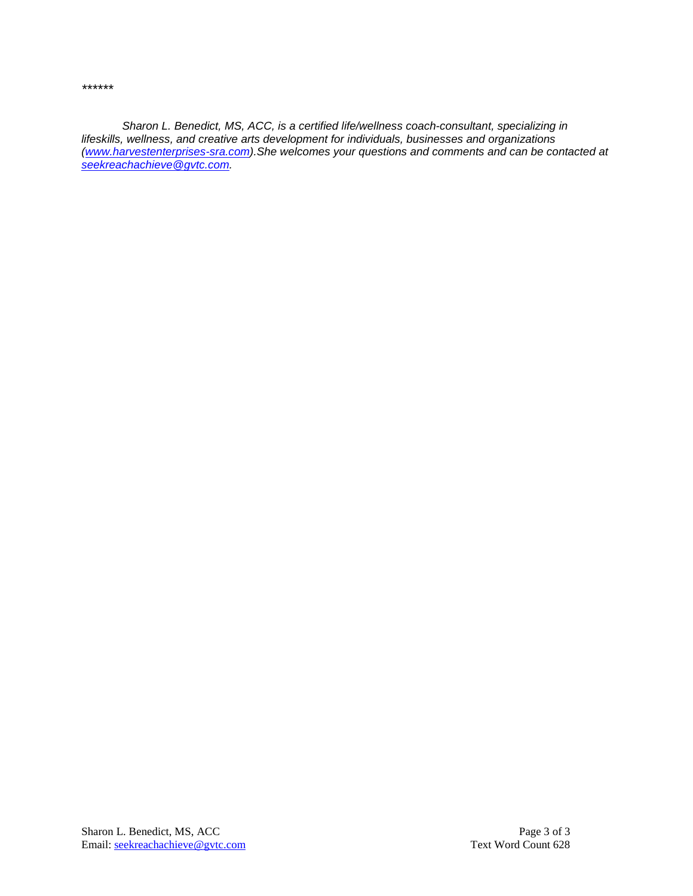*\*\*\*\*\*\**

*Sharon L. Benedict, MS, ACC, is a certified life/wellness coach-consultant, specializing in lifeskills, wellness, and creative arts development for individuals, businesses and organizations ([www.harvestenterprises-sra.com](http://www.harvestenterprises-sra.com)).She welcomes your questions and comments and can be contacted at [seekreachachieve@gvtc.com](mailto:seekreachachieve@gvtc.com).*